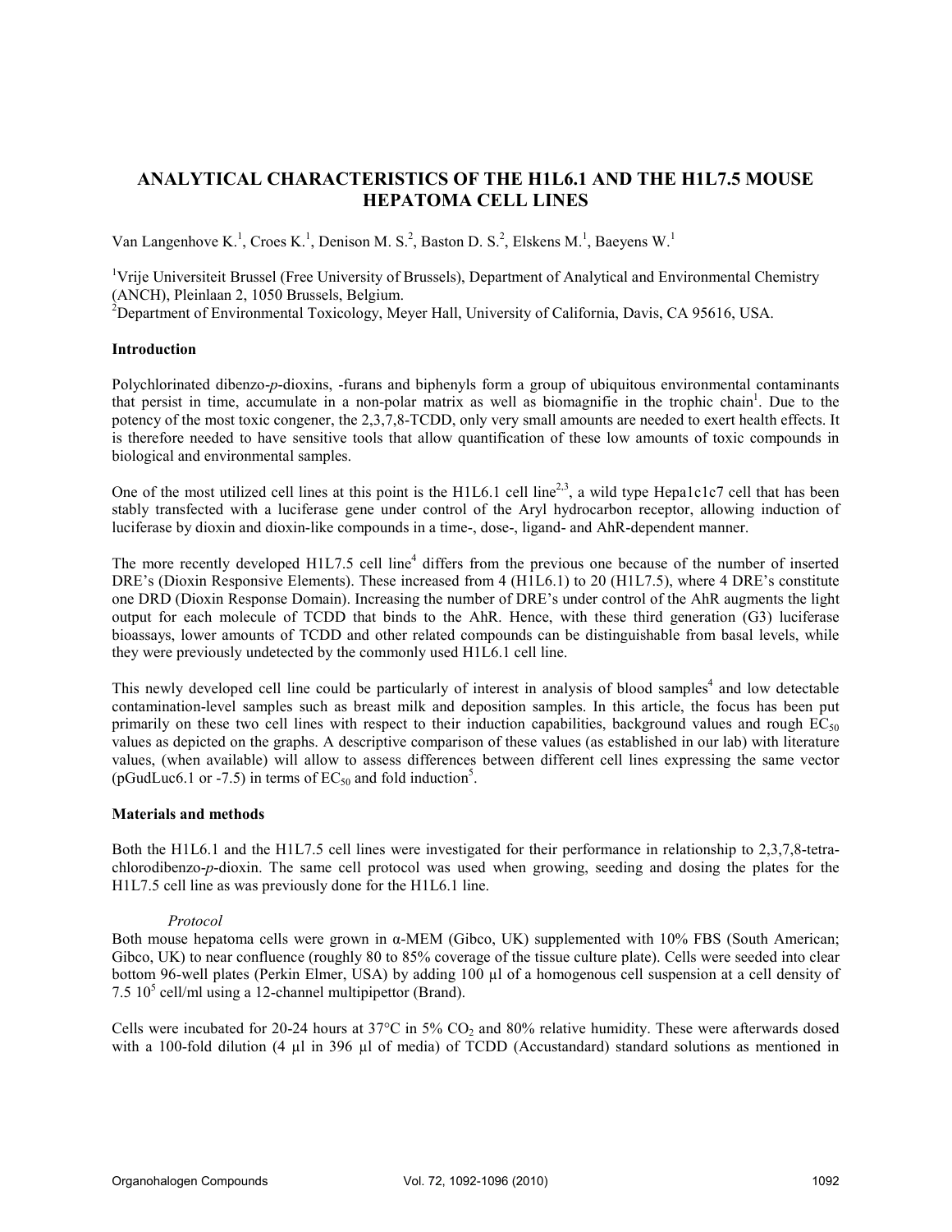# ANALYTICAL CHARACTERISTICS OF THE H1L6.1 AND THE H1L7.5 MOUSE HEPATOMA CELL LINES

Van Langenhove K.[1], Croes K.[1], Denison M. S.[2], Baston D. S.[2], Elskens M.[1], Baeyens W.[1]

[1]Vrije Universiteit Brussel (Free University of Brussels), Department of Analytical and Environmental Chemistry (ANCH), Pleinlaan 2, 1050 Brussels, Belgium.
[2]Department of Environmental Toxicology, Meyer Hall, University of California, Davis, CA 95616, USA.

## Introduction

Polychlorinated dibenzo-*p*-dioxins, -furans and biphenyls form a group of ubiquitous environmental contaminants that persist in time, accumulate in a non-polar matrix as well as biomagnifie in the trophic chain[1]. Due to the potency of the most toxic congener, the 2,3,7,8-TCDD, only very small amounts are needed to exert health effects. It is therefore needed to have sensitive tools that allow quantification of these low amounts of toxic compounds in biological and environmental samples.

One of the most utilized cell lines at this point is the H1L6.1 cell line[2,3], a wild type Hepa1c1c7 cell that has been stably transfected with a luciferase gene under control of the Aryl hydrocarbon receptor, allowing induction of luciferase by dioxin and dioxin-like compounds in a time-, dose-, ligand- and AhR-dependent manner.

The more recently developed H1L7.5 cell line[4] differs from the previous one because of the number of inserted DRE's (Dioxin Responsive Elements). These increased from 4 (H1L6.1) to 20 (H1L7.5), where 4 DRE's constitute one DRD (Dioxin Response Domain). Increasing the number of DRE's under control of the AhR augments the light output for each molecule of TCDD that binds to the AhR. Hence, with these third generation (G3) luciferase bioassays, lower amounts of TCDD and other related compounds can be distinguishable from basal levels, while they were previously undetected by the commonly used H1L6.1 cell line.

This newly developed cell line could be particularly of interest in analysis of blood samples[4] and low detectable contamination-level samples such as breast milk and deposition samples. In this article, the focus has been put primarily on these two cell lines with respect to their induction capabilities, background values and rough $EC_{50}$ values as depicted on the graphs. A descriptive comparison of these values (as established in our lab) with literature values, (when available) will allow to assess differences between different cell lines expressing the same vector (pGudLuc6.1 or -7.5) in terms of $EC_{50}$ and fold induction[5].

## Materials and methods

Both the H1L6.1 and the H1L7.5 cell lines were investigated for their performance in relationship to 2,3,7,8-tetra-chlorodibenzo-*p*-dioxin. The same cell protocol was used when growing, seeding and dosing the plates for the H1L7.5 cell line as was previously done for the H1L6.1 line.

### *Protocol*

Both mouse hepatoma cells were grown in α-MEM (Gibco, UK) supplemented with 10% FBS (South American; Gibco, UK) to near confluence (roughly 80 to 85% coverage of the tissue culture plate). Cells were seeded into clear bottom 96-well plates (Perkin Elmer, USA) by adding 100 µl of a homogenous cell suspension at a cell density of $7.5\ 10^5$ cell/ml using a 12-channel multipipettor (Brand).

Cells were incubated for 20-24 hours at 37°C in 5% $CO_2$ and 80% relative humidity. These were afterwards dosed with a 100-fold dilution (4 µl in 396 µl of media) of TCDD (Accustandard) standard solutions as mentioned in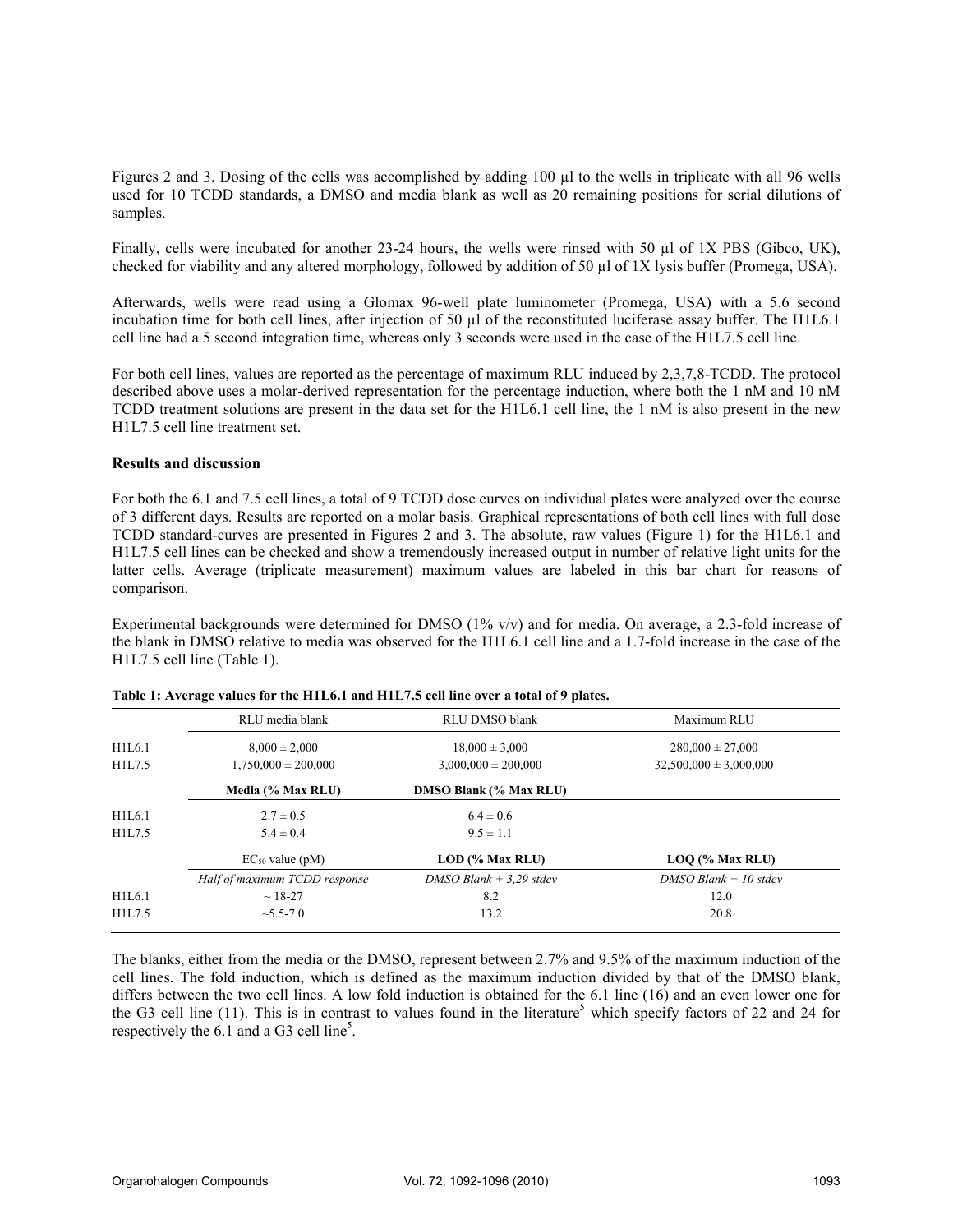Figures 2 and 3. Dosing of the cells was accomplished by adding 100 µl to the wells in triplicate with all 96 wells used for 10 TCDD standards, a DMSO and media blank as well as 20 remaining positions for serial dilutions of samples.

Finally, cells were incubated for another 23-24 hours, the wells were rinsed with 50 µl of 1X PBS (Gibco, UK), checked for viability and any altered morphology, followed by addition of 50 µl of 1X lysis buffer (Promega, USA).

Afterwards, wells were read using a Glomax 96-well plate luminometer (Promega, USA) with a 5.6 second incubation time for both cell lines, after injection of 50 µl of the reconstituted luciferase assay buffer. The H1L6.1 cell line had a 5 second integration time, whereas only 3 seconds were used in the case of the H1L7.5 cell line.

For both cell lines, values are reported as the percentage of maximum RLU induced by 2,3,7,8-TCDD. The protocol described above uses a molar-derived representation for the percentage induction, where both the 1 nM and 10 nM TCDD treatment solutions are present in the data set for the H1L6.1 cell line, the 1 nM is also present in the new H1L7.5 cell line treatment set.

**Results and discussion**

For both the 6.1 and 7.5 cell lines, a total of 9 TCDD dose curves on individual plates were analyzed over the course of 3 different days. Results are reported on a molar basis. Graphical representations of both cell lines with full dose TCDD standard-curves are presented in Figures 2 and 3. The absolute, raw values (Figure 1) for the H1L6.1 and H1L7.5 cell lines can be checked and show a tremendously increased output in number of relative light units for the latter cells. Average (triplicate measurement) maximum values are labeled in this bar chart for reasons of comparison.

Experimental backgrounds were determined for DMSO (1% v/v) and for media. On average, a 2.3-fold increase of the blank in DMSO relative to media was observed for the H1L6.1 cell line and a 1.7-fold increase in the case of the H1L7.5 cell line (Table 1).

**Table 1: Average values for the H1L6.1 and H1L7.5 cell line over a total of 9 plates.**

| | RLU media blank | RLU DMSO blank | Maximum RLU |
|---|---|---|---|
| H1L6.1 | 8,000 ± 2,000 | 18,000 ± 3,000 | 280,000 ± 27,000 |
| H1L7.5 | 1,750,000 ± 200,000 | 3,000,000 ± 200,000 | 32,500,000 ± 3,000,000 |
| | **Media (% Max RLU)** | **DMSO Blank (% Max RLU)** | |
| H1L6.1 | 2.7 ± 0.5 | 6.4 ± 0.6 | |
| H1L7.5 | 5.4 ± 0.4 | 9.5 ± 1.1 | |
| | $EC_{50}$ value (pM) | **LOD (% Max RLU)** | **LOQ (% Max RLU)** |
| | *Half of maximum TCDD response* | *DMSO Blank + 3,29 stdev* | *DMSO Blank + 10 stdev* |
| H1L6.1 | ~ 18-27 | 8.2 | 12.0 |
| H1L7.5 | ~5.5-7.0 | 13.2 | 20.8 |

The blanks, either from the media or the DMSO, represent between 2.7% and 9.5% of the maximum induction of the cell lines. The fold induction, which is defined as the maximum induction divided by that of the DMSO blank, differs between the two cell lines. A low fold induction is obtained for the 6.1 line (16) and an even lower one for the G3 cell line (11). This is in contrast to values found in the literature[5] which specify factors of 22 and 24 for respectively the 6.1 and a G3 cell line[5].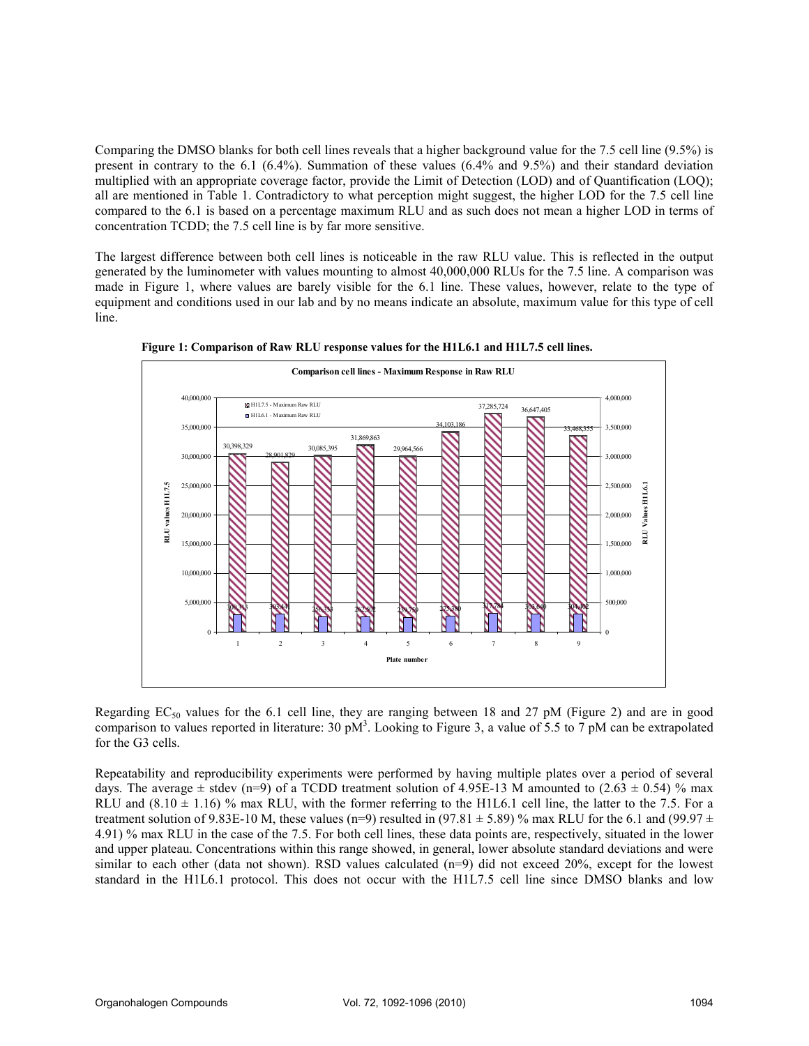Comparing the DMSO blanks for both cell lines reveals that a higher background value for the 7.5 cell line (9.5%) is present in contrary to the 6.1 (6.4%). Summation of these values (6.4% and 9.5%) and their standard deviation multiplied with an appropriate coverage factor, provide the Limit of Detection (LOD) and of Quantification (LOQ); all are mentioned in Table 1. Contradictory to what perception might suggest, the higher LOD for the 7.5 cell line compared to the 6.1 is based on a percentage maximum RLU and as such does not mean a higher LOD in terms of concentration TCDD; the 7.5 cell line is by far more sensitive.

The largest difference between both cell lines is noticeable in the raw RLU value. This is reflected in the output generated by the luminometer with values mounting to almost 40,000,000 RLUs for the 7.5 line. A comparison was made in Figure 1, where values are barely visible for the 6.1 line. These values, however, relate to the type of equipment and conditions used in our lab and by no means indicate an absolute, maximum value for this type of cell line.

**Figure 1: Comparison of Raw RLU response values for the H1L6.1 and H1L7.5 cell lines.**

Regarding $EC_{50}$ values for the 6.1 cell line, they are ranging between 18 and 27 pM (Figure 2) and are in good comparison to values reported in literature: 30 pM[3]. Looking to Figure 3, a value of 5.5 to 7 pM can be extrapolated for the G3 cells.

Repeatability and reproducibility experiments were performed by having multiple plates over a period of several days. The average ± stdev (n=9) of a TCDD treatment solution of 4.95E-13 M amounted to (2.63 ± 0.54) % max RLU and (8.10 ± 1.16) % max RLU, with the former referring to the H1L6.1 cell line, the latter to the 7.5. For a treatment solution of 9.83E-10 M, these values (n=9) resulted in (97.81 ± 5.89) % max RLU for the 6.1 and (99.97 ± 4.91) % max RLU in the case of the 7.5. For both cell lines, these data points are, respectively, situated in the lower and upper plateau. Concentrations within this range showed, in general, lower absolute standard deviations and were similar to each other (data not shown). RSD values calculated (n=9) did not exceed 20%, except for the lowest standard in the H1L6.1 protocol. This does not occur with the H1L7.5 cell line since DMSO blanks and low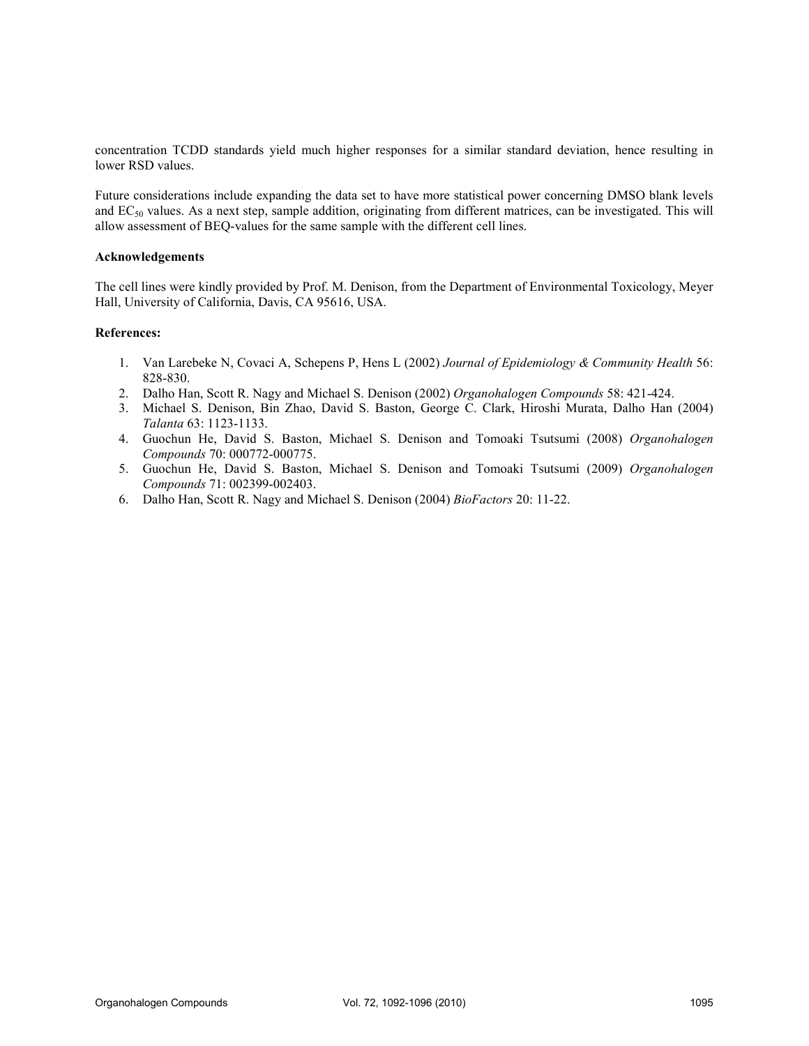concentration TCDD standards yield much higher responses for a similar standard deviation, hence resulting in lower RSD values.

Future considerations include expanding the data set to have more statistical power concerning DMSO blank levels and $EC_{50}$ values. As a next step, sample addition, originating from different matrices, can be investigated. This will allow assessment of BEQ-values for the same sample with the different cell lines.

**Acknowledgements**

The cell lines were kindly provided by Prof. M. Denison, from the Department of Environmental Toxicology, Meyer Hall, University of California, Davis, CA 95616, USA.

**References:**

1. Van Larebeke N, Covaci A, Schepens P, Hens L (2002) *Journal of Epidemiology & Community Health* 56: 828-830.
2. Dalho Han, Scott R. Nagy and Michael S. Denison (2002) *Organohalogen Compounds* 58: 421-424.
3. Michael S. Denison, Bin Zhao, David S. Baston, George C. Clark, Hiroshi Murata, Dalho Han (2004) *Talanta* 63: 1123-1133.
4. Guochun He, David S. Baston, Michael S. Denison and Tomoaki Tsutsumi (2008) *Organohalogen Compounds* 70: 000772-000775.
5. Guochun He, David S. Baston, Michael S. Denison and Tomoaki Tsutsumi (2009) *Organohalogen Compounds* 71: 002399-002403.
6. Dalho Han, Scott R. Nagy and Michael S. Denison (2004) *BioFactors* 20: 11-22.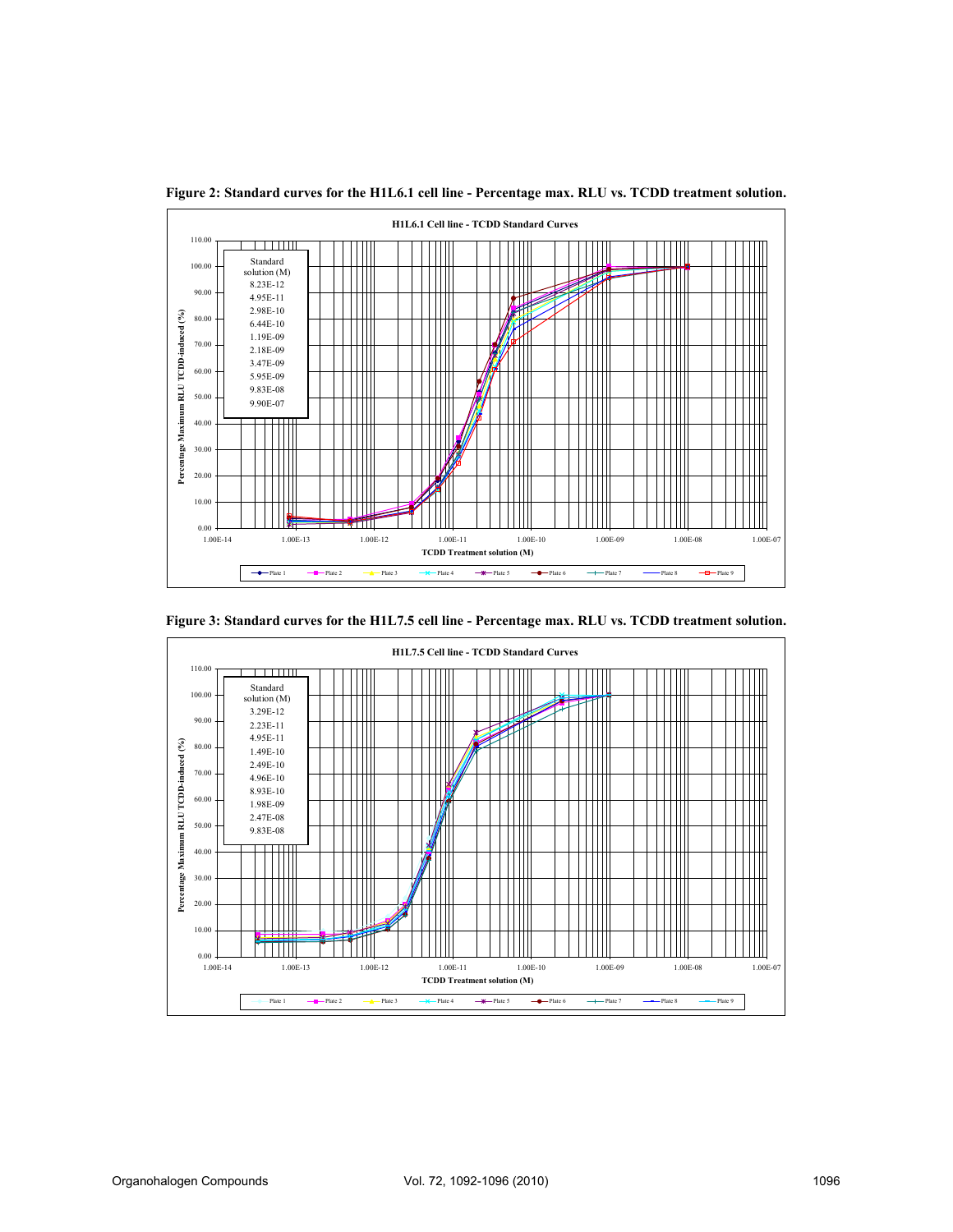**Figure 2: Standard curves for the H1L6.1 cell line - Percentage max. RLU vs. TCDD treatment solution.**

H1L6.1 Cell line - TCDD Standard Curves

Standard solution (M)
8.23E-12
4.95E-11
2.98E-10
6.44E-10
1.19E-09
2.18E-09
3.47E-09
5.95E-09
9.83E-08
9.90E-07

Percentage Maximum RLU TCDD-induced (%)

110.00
100.00
90.00
80.00
70.00
60.00
50.00
40.00
30.00
20.00
10.00
0.00

1.00E-14
1.00E-13
1.00E-12
1.00E-11
1.00E-10
1.00E-09
1.00E-08
1.00E-07

TCDD Treatment solution (M)

Plate 1
Plate 2
Plate 3
Plate 4
Plate 5
Plate 6
Plate 7
Plate 8
Plate 9

**Figure 3: Standard curves for the H1L7.5 cell line - Percentage max. RLU vs. TCDD treatment solution.**

H1L7.5 Cell line - TCDD Standard Curves

Standard solution (M)
3.29E-12
2.23E-11
4.95E-11
1.49E-10
2.49E-10
4.96E-10
8.93E-10
1.98E-09
2.47E-08
9.83E-08

Percentage Maximum RLU TCDD-induced (%)

110.00
100.00
90.00
80.00
70.00
60.00
50.00
40.00
30.00
20.00
10.00
0.00

1.00E-14
1.00E-13
1.00E-12
1.00E-11
1.00E-10
1.00E-09
1.00E-08
1.00E-07

TCDD Treatment solution (M)

Plate 1
Plate 2
Plate 3
Plate 4
Plate 5
Plate 6
Plate 7
Plate 8
Plate 9